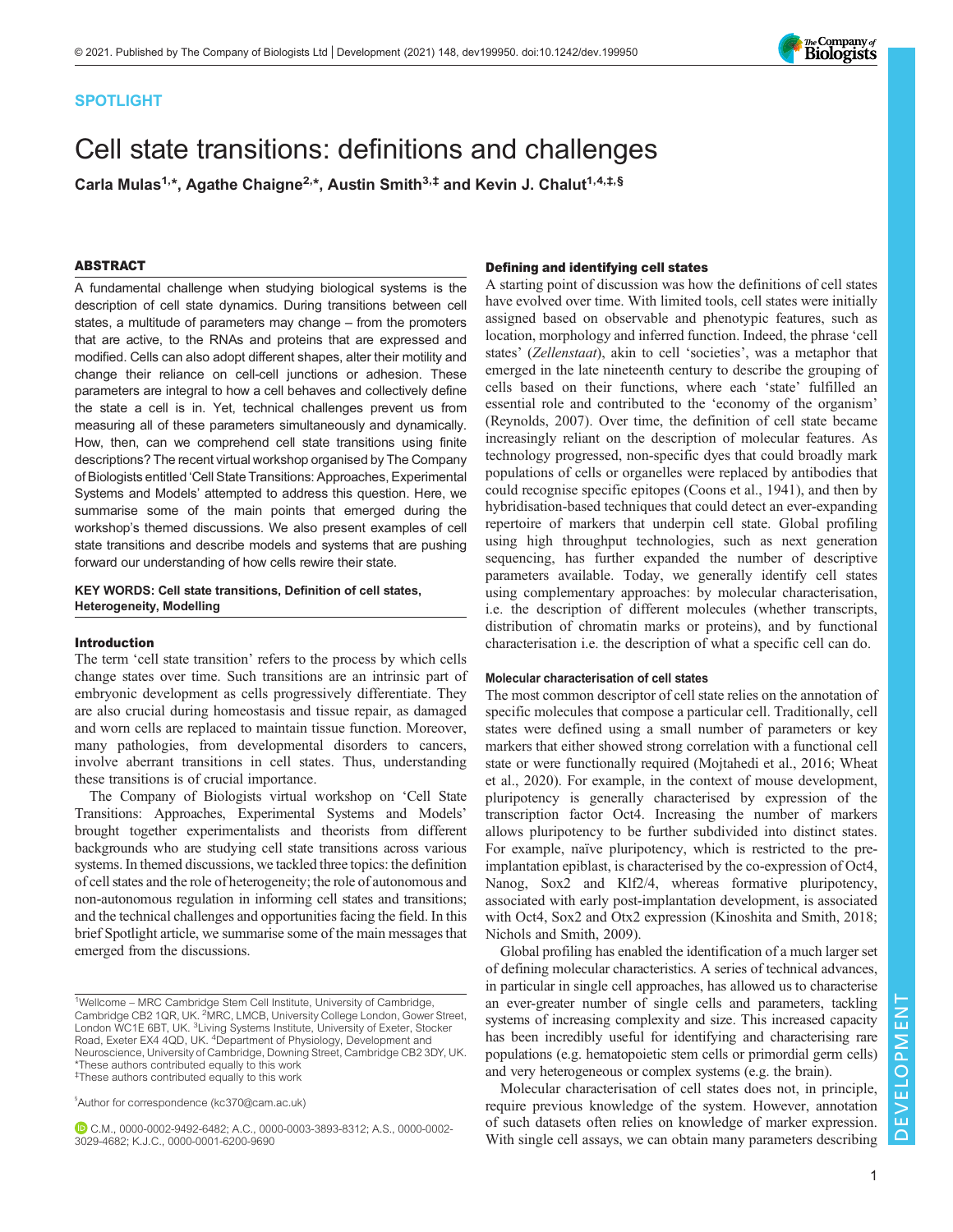SPOTLIGHT

# Cell state transitions: definitions and challenges

**Carla Mulas[1,*], Agathe Chaigne[2,*], Austin Smith[3,‡] and Kevin J. Chalut[1,4,‡,§]**

## ABSTRACT

A fundamental challenge when studying biological systems is the description of cell state dynamics. During transitions between cell states, a multitude of parameters may change – from the promoters that are active, to the RNAs and proteins that are expressed and modified. Cells can also adopt different shapes, alter their motility and change their reliance on cell-cell junctions or adhesion. These parameters are integral to how a cell behaves and collectively define the state a cell is in. Yet, technical challenges prevent us from measuring all of these parameters simultaneously and dynamically. How, then, can we comprehend cell state transitions using finite descriptions? The recent virtual workshop organised by The Company of Biologists entitled 'Cell State Transitions: Approaches, Experimental Systems and Models' attempted to address this question. Here, we summarise some of the main points that emerged during the workshop's themed discussions. We also present examples of cell state transitions and describe models and systems that are pushing forward our understanding of how cells rewire their state.

**KEY WORDS: Cell state transitions, Definition of cell states, Heterogeneity, Modelling**

## Introduction

The term 'cell state transition' refers to the process by which cells change states over time. Such transitions are an intrinsic part of embryonic development as cells progressively differentiate. They are also crucial during homeostasis and tissue repair, as damaged and worn cells are replaced to maintain tissue function. Moreover, many pathologies, from developmental disorders to cancers, involve aberrant transitions in cell states. Thus, understanding these transitions is of crucial importance.

The Company of Biologists virtual workshop on 'Cell State Transitions: Approaches, Experimental Systems and Models' brought together experimentalists and theorists from different backgrounds who are studying cell state transitions across various systems. In themed discussions, we tackled three topics: the definition of cell states and the role of heterogeneity; the role of autonomous and non-autonomous regulation in informing cell states and transitions; and the technical challenges and opportunities facing the field. In this brief Spotlight article, we summarise some of the main messages that emerged from the discussions.

[1]Wellcome – MRC Cambridge Stem Cell Institute, University of Cambridge, Cambridge CB2 1QR, UK. [2]MRC, LMCB, University College London, Gower Street, London WC1E 6BT, UK. [3]Living Systems Institute, University of Exeter, Stocker Road, Exeter EX4 4QD, UK. [4]Department of Physiology, Development and Neuroscience, University of Cambridge, Downing Street, Cambridge CB2 3DY, UK.
*These authors contributed equally to this work
‡These authors contributed equally to this work

§Author for correspondence (kc370@cam.ac.uk)

C.M., 0000-0002-9492-6482; A.C., 0000-0003-3893-8312; A.S., 0000-0002-3029-4682; K.J.C., 0000-0001-6200-9690

## Defining and identifying cell states

A starting point of discussion was how the definitions of cell states have evolved over time. With limited tools, cell states were initially assigned based on observable and phenotypic features, such as location, morphology and inferred function. Indeed, the phrase 'cell states' (*Zellenstaat*), akin to cell 'societies', was a metaphor that emerged in the late nineteenth century to describe the grouping of cells based on their functions, where each 'state' fulfilled an essential role and contributed to the 'economy of the organism' (Reynolds, 2007). Over time, the definition of cell state became increasingly reliant on the description of molecular features. As technology progressed, non-specific dyes that could broadly mark populations of cells or organelles were replaced by antibodies that could recognise specific epitopes (Coons et al., 1941), and then by hybridisation-based techniques that could detect an ever-expanding repertoire of markers that underpin cell state. Global profiling using high throughput technologies, such as next generation sequencing, has further expanded the number of descriptive parameters available. Today, we generally identify cell states using complementary approaches: by molecular characterisation, i.e. the description of different molecules (whether transcripts, distribution of chromatin marks or proteins), and by functional characterisation i.e. the description of what a specific cell can do.

### Molecular characterisation of cell states

The most common descriptor of cell state relies on the annotation of specific molecules that compose a particular cell. Traditionally, cell states were defined using a small number of parameters or key markers that either showed strong correlation with a functional cell state or were functionally required (Mojtahedi et al., 2016; Wheat et al., 2020). For example, in the context of mouse development, pluripotency is generally characterised by expression of the transcription factor Oct4. Increasing the number of markers allows pluripotency to be further subdivided into distinct states. For example, naïve pluripotency, which is restricted to the pre-implantation epiblast, is characterised by the co-expression of Oct4, Nanog, Sox2 and Klf2/4, whereas formative pluripotency, associated with early post-implantation development, is associated with Oct4, Sox2 and Otx2 expression (Kinoshita and Smith, 2018; Nichols and Smith, 2009).

Global profiling has enabled the identification of a much larger set of defining molecular characteristics. A series of technical advances, in particular in single cell approaches, has allowed us to characterise an ever-greater number of single cells and parameters, tackling systems of increasing complexity and size. This increased capacity has been incredibly useful for identifying and characterising rare populations (e.g. hematopoietic stem cells or primordial germ cells) and very heterogeneous or complex systems (e.g. the brain).

Molecular characterisation of cell states does not, in principle, require previous knowledge of the system. However, annotation of such datasets often relies on knowledge of marker expression. With single cell assays, we can obtain many parameters describing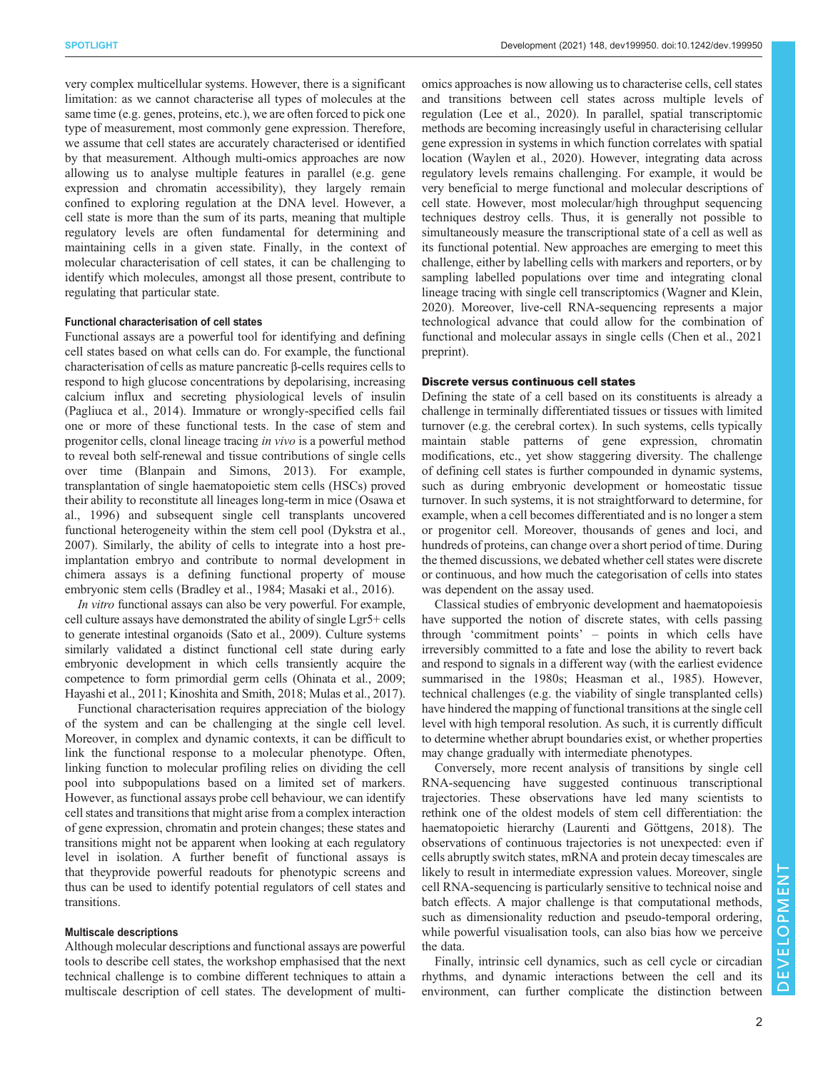very complex multicellular systems. However, there is a significant limitation: as we cannot characterise all types of molecules at the same time (e.g. genes, proteins, etc.), we are often forced to pick one type of measurement, most commonly gene expression. Therefore, we assume that cell states are accurately characterised or identified by that measurement. Although multi-omics approaches are now allowing us to analyse multiple features in parallel (e.g. gene expression and chromatin accessibility), they largely remain confined to exploring regulation at the DNA level. However, a cell state is more than the sum of its parts, meaning that multiple regulatory levels are often fundamental for determining and maintaining cells in a given state. Finally, in the context of molecular characterisation of cell states, it can be challenging to identify which molecules, amongst all those present, contribute to regulating that particular state.

#### Functional characterisation of cell states

Functional assays are a powerful tool for identifying and defining cell states based on what cells can do. For example, the functional characterisation of cells as mature pancreatic β-cells requires cells to respond to high glucose concentrations by depolarising, increasing calcium influx and secreting physiological levels of insulin (Pagliuca et al., 2014). Immature or wrongly-specified cells fail one or more of these functional tests. In the case of stem and progenitor cells, clonal lineage tracing *in vivo* is a powerful method to reveal both self-renewal and tissue contributions of single cells over time (Blanpain and Simons, 2013). For example, transplantation of single haematopoietic stem cells (HSCs) proved their ability to reconstitute all lineages long-term in mice (Osawa et al., 1996) and subsequent single cell transplants uncovered functional heterogeneity within the stem cell pool (Dykstra et al., 2007). Similarly, the ability of cells to integrate into a host pre-implantation embryo and contribute to normal development in chimera assays is a defining functional property of mouse embryonic stem cells (Bradley et al., 1984; Masaki et al., 2016).

*In vitro* functional assays can also be very powerful. For example, cell culture assays have demonstrated the ability of single Lgr5+ cells to generate intestinal organoids (Sato et al., 2009). Culture systems similarly validated a distinct functional cell state during early embryonic development in which cells transiently acquire the competence to form primordial germ cells (Ohinata et al., 2009; Hayashi et al., 2011; Kinoshita and Smith, 2018; Mulas et al., 2017).

Functional characterisation requires appreciation of the biology of the system and can be challenging at the single cell level. Moreover, in complex and dynamic contexts, it can be difficult to link the functional response to a molecular phenotype. Often, linking function to molecular profiling relies on dividing the cell pool into subpopulations based on a limited set of markers. However, as functional assays probe cell behaviour, we can identify cell states and transitions that might arise from a complex interaction of gene expression, chromatin and protein changes; these states and transitions might not be apparent when looking at each regulatory level in isolation. A further benefit of functional assays is that theyprovide powerful readouts for phenotypic screens and thus can be used to identify potential regulators of cell states and transitions.

#### Multiscale descriptions

Although molecular descriptions and functional assays are powerful tools to describe cell states, the workshop emphasised that the next technical challenge is to combine different techniques to attain a multiscale description of cell states. The development of multi-omics approaches is now allowing us to characterise cells, cell states and transitions between cell states across multiple levels of regulation (Lee et al., 2020). In parallel, spatial transcriptomic methods are becoming increasingly useful in characterising cellular gene expression in systems in which function correlates with spatial location (Waylen et al., 2020). However, integrating data across regulatory levels remains challenging. For example, it would be very beneficial to merge functional and molecular descriptions of cell state. However, most molecular/high throughput sequencing techniques destroy cells. Thus, it is generally not possible to simultaneously measure the transcriptional state of a cell as well as its functional potential. New approaches are emerging to meet this challenge, either by labelling cells with markers and reporters, or by sampling labelled populations over time and integrating clonal lineage tracing with single cell transcriptomics (Wagner and Klein, 2020). Moreover, live-cell RNA-sequencing represents a major technological advance that could allow for the combination of functional and molecular assays in single cells (Chen et al., 2021 preprint).

### Discrete versus continuous cell states

Defining the state of a cell based on its constituents is already a challenge in terminally differentiated tissues or tissues with limited turnover (e.g. the cerebral cortex). In such systems, cells typically maintain stable patterns of gene expression, chromatin modifications, etc., yet show staggering diversity. The challenge of defining cell states is further compounded in dynamic systems, such as during embryonic development or homeostatic tissue turnover. In such systems, it is not straightforward to determine, for example, when a cell becomes differentiated and is no longer a stem or progenitor cell. Moreover, thousands of genes and loci, and hundreds of proteins, can change over a short period of time. During the themed discussions, we debated whether cell states were discrete or continuous, and how much the categorisation of cells into states was dependent on the assay used.

Classical studies of embryonic development and haematopoiesis have supported the notion of discrete states, with cells passing through 'commitment points' – points in which cells have irreversibly committed to a fate and lose the ability to revert back and respond to signals in a different way (with the earliest evidence summarised in the 1980s; Heasman et al., 1985). However, technical challenges (e.g. the viability of single transplanted cells) have hindered the mapping of functional transitions at the single cell level with high temporal resolution. As such, it is currently difficult to determine whether abrupt boundaries exist, or whether properties may change gradually with intermediate phenotypes.

Conversely, more recent analysis of transitions by single cell RNA-sequencing have suggested continuous transcriptional trajectories. These observations have led many scientists to rethink one of the oldest models of stem cell differentiation: the haematopoietic hierarchy (Laurenti and Göttgens, 2018). The observations of continuous trajectories is not unexpected: even if cells abruptly switch states, mRNA and protein decay timescales are likely to result in intermediate expression values. Moreover, single cell RNA-sequencing is particularly sensitive to technical noise and batch effects. A major challenge is that computational methods, such as dimensionality reduction and pseudo-temporal ordering, while powerful visualisation tools, can also bias how we perceive the data.

Finally, intrinsic cell dynamics, such as cell cycle or circadian rhythms, and dynamic interactions between the cell and its environment, can further complicate the distinction between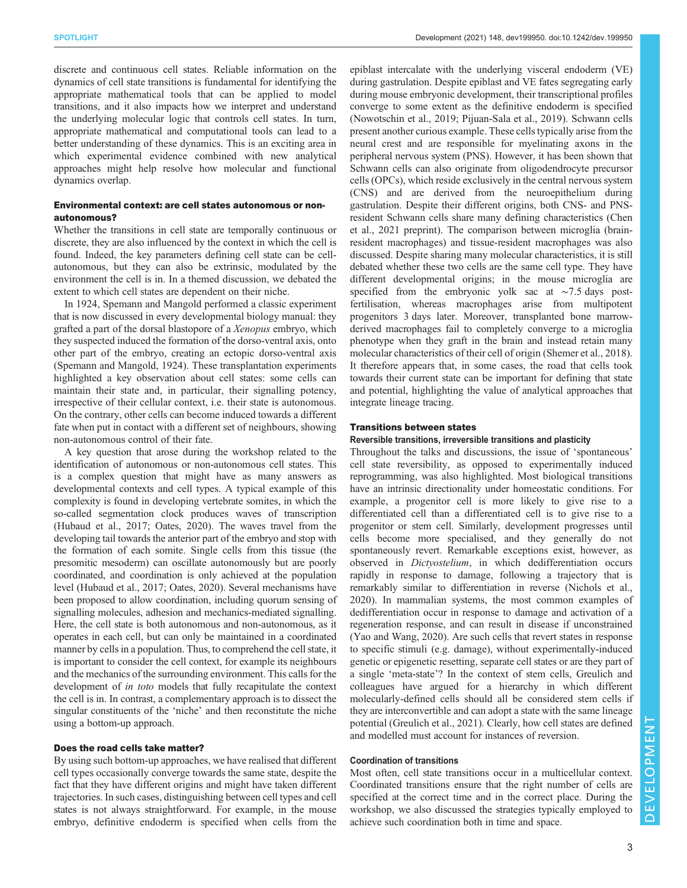discrete and continuous cell states. Reliable information on the dynamics of cell state transitions is fundamental for identifying the appropriate mathematical tools that can be applied to model transitions, and it also impacts how we interpret and understand the underlying molecular logic that controls cell states. In turn, appropriate mathematical and computational tools can lead to a better understanding of these dynamics. This is an exciting area in which experimental evidence combined with new analytical approaches might help resolve how molecular and functional dynamics overlap.

## Environmental context: are cell states autonomous or non-autonomous?

Whether the transitions in cell state are temporally continuous or discrete, they are also influenced by the context in which the cell is found. Indeed, the key parameters defining cell state can be cell-autonomous, but they can also be extrinsic, modulated by the environment the cell is in. In a themed discussion, we debated the extent to which cell states are dependent on their niche.

In 1924, Spemann and Mangold performed a classic experiment that is now discussed in every developmental biology manual: they grafted a part of the dorsal blastopore of a *Xenopus* embryo, which they suspected induced the formation of the dorso-ventral axis, onto other part of the embryo, creating an ectopic dorso-ventral axis (Spemann and Mangold, 1924). These transplantation experiments highlighted a key observation about cell states: some cells can maintain their state and, in particular, their signalling potency, irrespective of their cellular context, i.e. their state is autonomous. On the contrary, other cells can become induced towards a different fate when put in contact with a different set of neighbours, showing non-autonomous control of their fate.

A key question that arose during the workshop related to the identification of autonomous or non-autonomous cell states. This is a complex question that might have as many answers as developmental contexts and cell types. A typical example of this complexity is found in developing vertebrate somites, in which the so-called segmentation clock produces waves of transcription (Hubaud et al., 2017; Oates, 2020). The waves travel from the developing tail towards the anterior part of the embryo and stop with the formation of each somite. Single cells from this tissue (the presomitic mesoderm) can oscillate autonomously but are poorly coordinated, and coordination is only achieved at the population level (Hubaud et al., 2017; Oates, 2020). Several mechanisms have been proposed to allow coordination, including quorum sensing of signalling molecules, adhesion and mechanics-mediated signalling. Here, the cell state is both autonomous and non-autonomous, as it operates in each cell, but can only be maintained in a coordinated manner by cells in a population. Thus, to comprehend the cell state, it is important to consider the cell context, for example its neighbours and the mechanics of the surrounding environment. This calls for the development of *in toto* models that fully recapitulate the context the cell is in. In contrast, a complementary approach is to dissect the singular constituents of the 'niche' and then reconstitute the niche using a bottom-up approach.

## Does the road cells take matter?

By using such bottom-up approaches, we have realised that different cell types occasionally converge towards the same state, despite the fact that they have different origins and might have taken different trajectories. In such cases, distinguishing between cell types and cell states is not always straightforward. For example, in the mouse embryo, definitive endoderm is specified when cells from the epiblast intercalate with the underlying visceral endoderm (VE) during gastrulation. Despite epiblast and VE fates segregating early during mouse embryonic development, their transcriptional profiles converge to some extent as the definitive endoderm is specified (Nowotschin et al., 2019; Pijuan-Sala et al., 2019). Schwann cells present another curious example. These cells typically arise from the neural crest and are responsible for myelinating axons in the peripheral nervous system (PNS). However, it has been shown that Schwann cells can also originate from oligodendrocyte precursor cells (OPCs), which reside exclusively in the central nervous system (CNS) and are derived from the neuroepithelium during gastrulation. Despite their different origins, both CNS- and PNS-resident Schwann cells share many defining characteristics (Chen et al., 2021 preprint). The comparison between microglia (brain-resident macrophages) and tissue-resident macrophages was also discussed. Despite sharing many molecular characteristics, it is still debated whether these two cells are the same cell type. They have different developmental origins; in the mouse microglia are specified from the embryonic yolk sac at ∼7.5 days post-fertilisation, whereas macrophages arise from multipotent progenitors 3 days later. Moreover, transplanted bone marrow-derived macrophages fail to completely converge to a microglia phenotype when they graft in the brain and instead retain many molecular characteristics of their cell of origin (Shemer et al., 2018). It therefore appears that, in some cases, the road that cells took towards their current state can be important for defining that state and potential, highlighting the value of analytical approaches that integrate lineage tracing.

## Transitions between states

### Reversible transitions, irreversible transitions and plasticity

Throughout the talks and discussions, the issue of 'spontaneous' cell state reversibility, as opposed to experimentally induced reprogramming, was also highlighted. Most biological transitions have an intrinsic directionality under homeostatic conditions. For example, a progenitor cell is more likely to give rise to a differentiated cell than a differentiated cell is to give rise to a progenitor or stem cell. Similarly, development progresses until cells become more specialised, and they generally do not spontaneously revert. Remarkable exceptions exist, however, as observed in *Dictyostelium*, in which dedifferentiation occurs rapidly in response to damage, following a trajectory that is remarkably similar to differentiation in reverse (Nichols et al., 2020). In mammalian systems, the most common examples of dedifferentiation occur in response to damage and activation of a regeneration response, and can result in disease if unconstrained (Yao and Wang, 2020). Are such cells that revert states in response to specific stimuli (e.g. damage), without experimentally-induced genetic or epigenetic resetting, separate cell states or are they part of a single 'meta-state'? In the context of stem cells, Greulich and colleagues have argued for a hierarchy in which different molecularly-defined cells should all be considered stem cells if they are interconvertible and can adopt a state with the same lineage potential (Greulich et al., 2021). Clearly, how cell states are defined and modelled must account for instances of reversion.

### Coordination of transitions

Most often, cell state transitions occur in a multicellular context. Coordinated transitions ensure that the right number of cells are specified at the correct time and in the correct place. During the workshop, we also discussed the strategies typically employed to achieve such coordination both in time and space.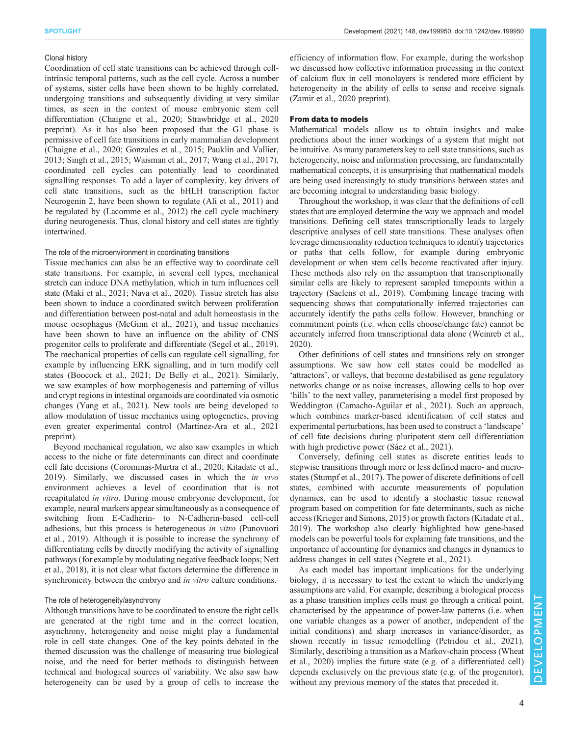### Clonal history

Coordination of cell state transitions can be achieved through cell-intrinsic temporal patterns, such as the cell cycle. Across a number of systems, sister cells have been shown to be highly correlated, undergoing transitions and subsequently dividing at very similar times, as seen in the context of mouse embryonic stem cell differentiation (Chaigne et al., 2020; Strawbridge et al., 2020 preprint). As it has also been proposed that the G1 phase is permissive of cell fate transitions in early mammalian development (Chaigne et al., 2020; Gonzales et al., 2015; Pauklin and Vallier, 2013; Singh et al., 2015; Waisman et al., 2017; Wang et al., 2017), coordinated cell cycles can potentially lead to coordinated signalling responses. To add a layer of complexity, key drivers of cell state transitions, such as the bHLH transcription factor Neurogenin 2, have been shown to regulate (Ali et al., 2011) and be regulated by (Lacomme et al., 2012) the cell cycle machinery during neurogenesis. Thus, clonal history and cell states are tightly intertwined.

### The role of the microenvironment in coordinating transitions

Tissue mechanics can also be an effective way to coordinate cell state transitions. For example, in several cell types, mechanical stretch can induce DNA methylation, which in turn influences cell state (Maki et al., 2021; Nava et al., 2020). Tissue stretch has also been shown to induce a coordinated switch between proliferation and differentiation between post-natal and adult homeostasis in the mouse oesophagus (McGinn et al., 2021), and tissue mechanics have been shown to have an influence on the ability of CNS progenitor cells to proliferate and differentiate (Segel et al., 2019). The mechanical properties of cells can regulate cell signalling, for example by influencing ERK signalling, and in turn modify cell states (Boocock et al., 2021; De Belly et al., 2021). Similarly, we saw examples of how morphogenesis and patterning of villus and crypt regions in intestinal organoids are coordinated via osmotic changes (Yang et al., 2021). New tools are being developed to allow modulation of tissue mechanics using optogenetics, proving even greater experimental control (Martínez-Ara et al., 2021 preprint).

Beyond mechanical regulation, we also saw examples in which access to the niche or fate determinants can direct and coordinate cell fate decisions (Corominas-Murtra et al., 2020; Kitadate et al., 2019). Similarly, we discussed cases in which the *in vivo* environment achieves a level of coordination that is not recapitulated *in vitro*. During mouse embryonic development, for example, neural markers appear simultaneously as a consequence of switching from E-Cadherin- to N-Cadherin-based cell-cell adhesions, but this process is heterogeneous *in vitro* (Punovuori et al., 2019). Although it is possible to increase the synchrony of differentiating cells by directly modifying the activity of signalling pathways (for example by modulating negative feedback loops; Nett et al., 2018), it is not clear what factors determine the difference in synchronicity between the embryo and *in vitro* culture conditions.

### The role of heterogeneity/asynchrony

Although transitions have to be coordinated to ensure the right cells are generated at the right time and in the correct location, asynchrony, heterogeneity and noise might play a fundamental role in cell state changes. One of the key points debated in the themed discussion was the challenge of measuring true biological noise, and the need for better methods to distinguish between technical and biological sources of variability. We also saw how heterogeneity can be used by a group of cells to increase the efficiency of information flow. For example, during the workshop we discussed how collective information processing in the context of calcium flux in cell monolayers is rendered more efficient by heterogeneity in the ability of cells to sense and receive signals (Zamir et al., 2020 preprint).

## From data to models

Mathematical models allow us to obtain insights and make predictions about the inner workings of a system that might not be intuitive. As many parameters key to cell state transitions, such as heterogeneity, noise and information processing, are fundamentally mathematical concepts, it is unsurprising that mathematical models are being used increasingly to study transitions between states and are becoming integral to understanding basic biology.

Throughout the workshop, it was clear that the definitions of cell states that are employed determine the way we approach and model transitions. Defining cell states transcriptionally leads to largely descriptive analyses of cell state transitions. These analyses often leverage dimensionality reduction techniques to identify trajectories or paths that cells follow, for example during embryonic development or when stem cells become reactivated after injury. These methods also rely on the assumption that transcriptionally similar cells are likely to represent sampled timepoints within a trajectory (Saelens et al., 2019). Combining lineage tracing with sequencing shows that computationally inferred trajectories can accurately identify the paths cells follow. However, branching or commitment points (i.e. when cells choose/change fate) cannot be accurately inferred from transcriptional data alone (Weinreb et al., 2020).

Other definitions of cell states and transitions rely on stronger assumptions. We saw how cell states could be modelled as 'attractors', or valleys, that become destabilised as gene regulatory networks change or as noise increases, allowing cells to hop over 'hills' to the next valley, parameterising a model first proposed by Weddington (Camacho-Aguilar et al., 2021). Such an approach, which combines marker-based identification of cell states and experimental perturbations, has been used to construct a 'landscape' of cell fate decisions during pluripotent stem cell differentiation with high predictive power (Sáez et al., 2021).

Conversely, defining cell states as discrete entities leads to stepwise transitions through more or less defined macro- and micro-states (Stumpf et al., 2017). The power of discrete definitions of cell states, combined with accurate measurements of population dynamics, can be used to identify a stochastic tissue renewal program based on competition for fate determinants, such as niche access (Krieger and Simons, 2015) or growth factors (Kitadate et al., 2019). The workshop also clearly highlighted how gene-based models can be powerful tools for explaining fate transitions, and the importance of accounting for dynamics and changes in dynamics to address changes in cell states (Negrete et al., 2021).

As each model has important implications for the underlying biology, it is necessary to test the extent to which the underlying assumptions are valid. For example, describing a biological process as a phase transition implies cells must go through a critical point, characterised by the appearance of power-law patterns (i.e. when one variable changes as a power of another, independent of the initial conditions) and sharp increases in variance/disorder, as shown recently in tissue remodelling (Petridou et al., 2021). Similarly, describing a transition as a Markov-chain process (Wheat et al., 2020) implies the future state (e.g. of a differentiated cell) depends exclusively on the previous state (e.g. of the progenitor), without any previous memory of the states that preceded it.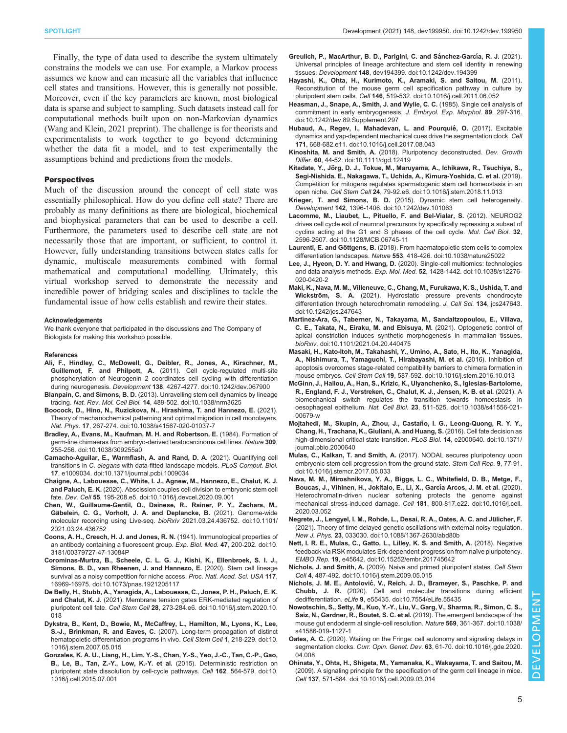Finally, the type of data used to describe the system ultimately constrains the models we can use. For example, a Markov process assumes we know and can measure all the variables that influence cell states and transitions. However, this is generally not possible. Moreover, even if the key parameters are known, most biological data is sparse and subject to sampling. Such datasets instead call for computational methods built upon on non-Markovian dynamics (Wang and Klein, 2021 preprint). The challenge is for theorists and experimentalists to work together to go beyond determining whether the data fit a model, and to test experimentally the assumptions behind and predictions from the models.

## Perspectives

Much of the discussion around the concept of cell state was essentially philosophical. How do you define cell state? There are probably as many definitions as there are biological, biochemical and biophysical parameters that can be used to describe a cell. Furthermore, the parameters used to describe cell state are not necessarily those that are important, or sufficient, to control it. However, fully understanding transitions between states calls for dynamic, multiscale measurements combined with formal mathematical and computational modelling. Ultimately, this virtual workshop served to demonstrate the necessity and incredible power of bridging scales and disciplines to tackle the fundamental issue of how cells establish and rewire their states.

#### Acknowledgements

We thank everyone that participated in the discussions and The Company of Biologists for making this workshop possible.

#### References

**Ali, F., Hindley, C., McDowell, G., Deibler, R., Jones, A., Kirschner, M., Guillemot, F. and Philpott, A.** (2011). Cell cycle-regulated multi-site phosphorylation of Neurogenin 2 coordinates cell cycling with differentiation during neurogenesis. *Development* **138**, 4267-4277. doi:10.1242/dev.067900

**Blanpain, C. and Simons, B. D.** (2013). Unravelling stem cell dynamics by lineage tracing. *Nat. Rev. Mol. Cell Biol.* **14**, 489-502. doi:10.1038/nrm3625

**Boocock, D., Hino, N., Ruzickova, N., Hirashima, T. and Hannezo, E.** (2021). Theory of mechanochemical patterning and optimal migration in cell monolayers. *Nat. Phys.* **17**, 267-274. doi:10.1038/s41567-020-01037-7

**Bradley, A., Evans, M., Kaufman, M. H. and Robertson, E.** (1984). Formation of germ-line chimaeras from embryo-derived teratocarcinoma cell lines. *Nature* **309**, 255-256. doi:10.1038/309255a0

**Camacho-Aguilar, E., Warmflash, A. and Rand, D. A.** (2021). Quantifying cell transitions in *C. elegans* with data-fitted landscape models. *PLoS Comput. Biol.* **17**, e1009034. doi:10.1371/journal.pcbi.1009034

**Chaigne, A., Labouesse, C., White, I. J., Agnew, M., Hannezo, E., Chalut, K. J. and Paluch, E. K.** (2020). Abscission couples cell division to embryonic stem cell fate. *Dev. Cell* **55**, 195-208.e5. doi:10.1016/j.devcel.2020.09.001

**Chen, W., Guillaume-Gentil, O., Dainese, R., Rainer, P. Y., Zachara, M., Gäbelein, C. G., Vorholt, J. A. and Deplancke, B.** (2021). Genome-wide molecular recording using Live-seq. *bioRxiv* 2021.03.24.436752. doi:10.1101/2021.03.24.436752

**Coons, A. H., Creech, H. J. and Jones, R. N.** (1941). Immunological properties of an antibody containing a fluorescent group. *Exp. Biol. Med.* **47**, 200-202. doi:10.3181/00379727-47-13084P

**Corominas-Murtra, B., Scheele, C. L. G. J., Kishi, K., Ellenbroek, S. I. J., Simons, B. D., van Rheenen, J. and Hannezo, E.** (2020). Stem cell lineage survival as a noisy competition for niche access. *Proc. Natl. Acad. Sci. USA* **117**, 16969-16975. doi:10.1073/pnas.1921205117

**De Belly, H., Stubb, A., Yanagida, A., Labouesse, C., Jones, P. H., Paluch, E. K. and Chalut, K. J.** (2021). Membrane tension gates ERK-mediated regulation of pluripotent cell fate. *Cell Stem Cell* **28**, 273-284.e6. doi:10.1016/j.stem.2020.10.018

**Dykstra, B., Kent, D., Bowie, M., McCaffrey, L., Hamilton, M., Lyons, K., Lee, S.-J., Brinkman, R. and Eaves, C.** (2007). Long-term propagation of distinct hematopoietic differentiation programs in vivo. *Cell Stem Cell* **1**, 218-229. doi:10.1016/j.stem.2007.05.015

**Gonzales, K. A. U., Liang, H., Lim, Y.-S., Chan, Y.-S., Yeo, J.-C., Tan, C.-P., Gao, B., Le, B., Tan, Z.-Y., Low, K.-Y. et al.** (2015). Deterministic restriction on pluripotent state dissolution by cell-cycle pathways. *Cell* **162**, 564-579. doi:10.1016/j.cell.2015.07.001

**Greulich, P., MacArthur, B. D., Parigini, C. and Sánchez-García, R. J.** (2021). Universal principles of lineage architecture and stem cell identity in renewing tissues. *Development* **148**, dev194399. doi:10.1242/dev.194399

**Hayashi, K., Ohta, H., Kurimoto, K., Aramaki, S. and Saitou, M.** (2011). Reconstitution of the mouse germ cell specification pathway in culture by pluripotent stem cells. *Cell* **146**, 519-532. doi:10.1016/j.cell.2011.06.052

**Heasman, J., Snape, A., Smith, J. and Wylie, C. C.** (1985). Single cell analysis of commitment in early embryogenesis. *J. Embryol. Exp. Morphol.* **89**, 297-316. doi:10.1242/dev.89.Supplement.297

**Hubaud, A., Regev, I., Mahadevan, L. and Pourquié, O.** (2017). Excitable dynamics and yap-dependent mechanical cues drive the segmentation clock. *Cell* **171**, 668-682.e11. doi:10.1016/j.cell.2017.08.043

**Kinoshita, M. and Smith, A.** (2018). Pluripotency deconstructed. *Dev. Growth Differ.* **60**, 44-52. doi:10.1111/dgd.12419

**Kitadate, Y., Jörg, D. J., Tokue, M., Maruyama, A., Ichikawa, R., Tsuchiya, S., Segi-Nishida, E., Nakagawa, T., Uchida, A., Kimura-Yoshida, C. et al.** (2019). Competition for mitogens regulates spermatogenic stem cell homeostasis in an open niche. *Cell Stem Cell* **24**, 79-92.e6. doi:10.1016/j.stem.2018.11.013

**Krieger, T. and Simons, B. D.** (2015). Dynamic stem cell heterogeneity. *Development* **142**, 1396-1406. doi:10.1242/dev.101063

**Lacomme, M., Liaubet, L., Pituello, F. and Bel-Vialar, S.** (2012). NEUROG2 drives cell cycle exit of neuronal precursors by specifically repressing a subset of cyclins acting at the G1 and S phases of the cell cycle. *Mol. Cell Biol.* **32**, 2596-2607. doi:10.1128/MCB.06745-11

**Laurenti, E. and Göttgens, B.** (2018). From haematopoietic stem cells to complex differentiation landscapes. *Nature* **553**, 418-426. doi:10.1038/nature25022

**Lee, J., Hyeon, D. Y. and Hwang, D.** (2020). Single-cell multiomics: technologies and data analysis methods. *Exp. Mol. Med.* **52**, 1428-1442. doi:10.1038/s12276-020-0420-2

**Maki, K., Nava, M. M., Villeneuve, C., Chang, M., Furukawa, K. S., Ushida, T. and Wickström, S. A.** (2021). Hydrostatic pressure prevents chondrocyte differentiation through heterochromatin remodeling. *J. Cell Sci.* **134**, jcs247643. doi:10.1242/jcs.247643

**Martínez-Ara, G., Taberner, N., Takayama, M., Sandaltzopoulou, E., Villava, C. E., Takata, N., Eiraku, M. and Ebisuya, M.** (2021). Optogenetic control of apical constriction induces synthetic morphogenesis in mammalian tissues. *bioRxiv*. doi:10.1101/2021.04.20.440475

**Masaki, H., Kato-Itoh, M., Takahashi, Y., Umino, A., Sato, H., Ito, K., Yanagida, A., Nishimura, T., Yamaguchi, T., Hirabayashi, M. et al.** (2016). Inhibition of apoptosis overcomes stage-related compatibility barriers to chimera formation in mouse embryos. *Cell Stem Cell* **19**, 587-592. doi:10.1016/j.stem.2016.10.013

**McGinn, J., Hallou, A., Han, S., Krizic, K., Ulyanchenko, S., Iglesias-Bartolome, R., England, F. J., Verstreken, C., Chalut, K. J., Jensen, K. B. et al.** (2021). A biomechanical switch regulates the transition towards homeostasis in oesophageal epithelium. *Nat. Cell Biol.* **23**, 511-525. doi:10.1038/s41556-021-00679-w

**Mojtahedi, M., Skupin, A., Zhou, J., Castaño, I. G., Leong-Quong, R. Y. Y., Chang, H., Trachana, K., Giuliani, A. and Huang, S.** (2016). Cell fate decision as high-dimensional critical state transition. *PLoS Biol.* **14**, e2000640. doi:10.1371/journal.pbio.2000640

**Mulas, C., Kalkan, T. and Smith, A.** (2017). NODAL secures pluripotency upon embryonic stem cell progression from the ground state. *Stem Cell Rep.* **9**, 77-91. doi:10.1016/j.stemcr.2017.05.033

**Nava, M. M., Miroshnikova, Y. A., Biggs, L. C., Whitefield, D. B., Metge, F., Boucas, J., Vihinen, H., Jokitalo, E., Li, X., García Arcos, J. M. et al.** (2020). Heterochromatin-driven nuclear softening protects the genome against mechanical stress-induced damage. *Cell* **181**, 800-817.e22. doi:10.1016/j.cell.2020.03.052

**Negrete, J., Lengyel, I. M., Rohde, L., Desai, R. A., Oates, A. C. and Jülicher, F.** (2021). Theory of time delayed genetic oscillations with external noisy regulation. *New J. Phys.* **23**, 033030. doi:10.1088/1367-2630/abd80b

**Nett, I. R. E., Mulas, C., Gatto, L., Lilley, K. S. and Smith, A.** (2018). Negative feedback via RSK modulates Erk-dependent progression from naïve pluripotency. *EMBO Rep.* **19**, e45642. doi:10.15252/embr.201745642

**Nichols, J. and Smith, A.** (2009). Naive and primed pluripotent states. *Cell Stem Cell* **4**, 487-492. doi:10.1016/j.stem.2009.05.015

**Nichols, J. M. E., Antolović, V., Reich, J. D., Brameyer, S., Paschke, P. and Chubb, J. R.** (2020). Cell and molecular transitions during efficient dedifferentiation. *eLife* **9**, e55435. doi:10.7554/eLife.55435

**Nowotschin, S., Setty, M., Kuo, Y.-Y., Liu, V., Garg, V., Sharma, R., Simon, C. S., Saiz, N., Gardner, R., Boutet, S. C. et al.** (2019). The emergent landscape of the mouse gut endoderm at single-cell resolution. *Nature* **569**, 361-367. doi:10.1038/s41586-019-1127-1

**Oates, A. C.** (2020). Waiting on the Fringe: cell autonomy and signaling delays in segmentation clocks. *Curr. Opin. Genet. Dev.* **63**, 61-70. doi:10.1016/j.gde.2020.04.008

**Ohinata, Y., Ohta, H., Shigeta, M., Yamanaka, K., Wakayama, T. and Saitou, M.** (2009). A signaling principle for the specification of the germ cell lineage in mice. *Cell* **137**, 571-584. doi:10.1016/j.cell.2009.03.014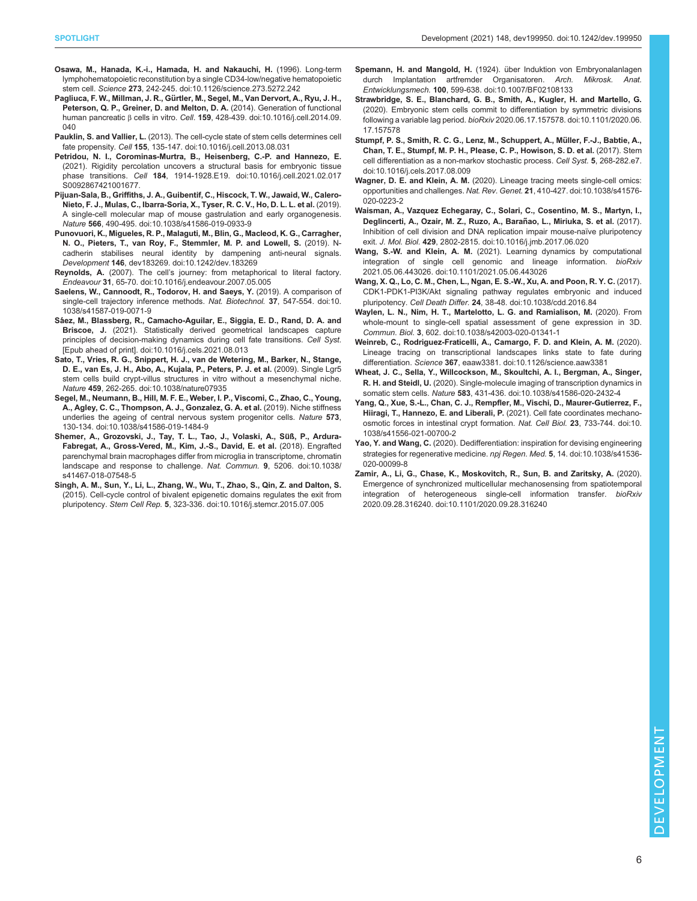**Osawa, M., Hanada, K.-i., Hamada, H. and Nakauchi, H.** (1996). Long-term lymphohematopoietic reconstitution by a single CD34-low/negative hematopoietic stem cell. *Science* **273**, 242-245. doi:10.1126/science.273.5272.242

**Pagliuca, F. W., Millman, J. R., Gürtler, M., Segel, M., Van Dervort, A., Ryu, J. H., Peterson, Q. P., Greiner, D. and Melton, D. A.** (2014). Generation of functional human pancreatic β cells in vitro. *Cell.* **159**, 428-439. doi:10.1016/j.cell.2014.09.040

**Pauklin, S. and Vallier, L.** (2013). The cell-cycle state of stem cells determines cell fate propensity. *Cell* **155**, 135-147. doi:10.1016/j.cell.2013.08.031

**Petridou, N. I., Corominas-Murtra, B., Heisenberg, C.-P. and Hannezo, E.** (2021). Rigidity percolation uncovers a structural basis for embryonic tissue phase transitions. *Cell* **184**, 1914-1928.E19. doi:10.1016/j.cell.2021.02.017 S0092867421001677.

**Pijuan-Sala, B., Griffiths, J. A., Guibentif, C., Hiscock, T. W., Jawaid, W., Calero-Nieto, F. J., Mulas, C., Ibarra-Soria, X., Tyser, R. C. V., Ho, D. L. L. et al.** (2019). A single-cell molecular map of mouse gastrulation and early organogenesis. *Nature* **566**, 490-495. doi:10.1038/s41586-019-0933-9

**Punovuori, K., Migueles, R. P., Malaguti, M., Blin, G., Macleod, K. G., Carragher, N. O., Pieters, T., van Roy, F., Stemmler, M. P. and Lowell, S.** (2019). N-cadherin stabilises neural identity by dampening anti-neural signals. *Development* **146**, dev183269. doi:10.1242/dev.183269

**Reynolds, A.** (2007). The cell's journey: from metaphorical to literal factory. *Endeavour* **31**, 65-70. doi:10.1016/j.endeavour.2007.05.005

**Saelens, W., Cannoodt, R., Todorov, H. and Saeys, Y.** (2019). A comparison of single-cell trajectory inference methods. *Nat. Biotechnol.* **37**, 547-554. doi:10.1038/s41587-019-0071-9

**Sáez, M., Blassberg, R., Camacho-Aguilar, E., Siggia, E. D., Rand, D. A. and Briscoe, J.** (2021). Statistically derived geometrical landscapes capture principles of decision-making dynamics during cell fate transitions. *Cell Syst.* [Epub ahead of print]. doi:10.1016/j.cels.2021.08.013

**Sato, T., Vries, R. G., Snippert, H. J., van de Wetering, M., Barker, N., Stange, D. E., van Es, J. H., Abo, A., Kujala, P., Peters, P. J. et al.** (2009). Single Lgr5 stem cells build crypt-villus structures in vitro without a mesenchymal niche. *Nature* **459**, 262-265. doi:10.1038/nature07935

**Segel, M., Neumann, B., Hill, M. F. E., Weber, I. P., Viscomi, C., Zhao, C., Young, A., Agley, C. C., Thompson, A. J., Gonzalez, G. A. et al.** (2019). Niche stiffness underlies the ageing of central nervous system progenitor cells. *Nature* **573**, 130-134. doi:10.1038/s41586-019-1484-9

**Shemer, A., Grozovski, J., Tay, T. L., Tao, J., Volaski, A., Süß, P., Ardura-Fabregat, A., Gross-Vered, M., Kim, J.-S., David, E. et al.** (2018). Engrafted parenchymal brain macrophages differ from microglia in transcriptome, chromatin landscape and response to challenge. *Nat. Commun.* **9**, 5206. doi:10.1038/s41467-018-07548-5

**Singh, A. M., Sun, Y., Li, L., Zhang, W., Wu, T., Zhao, S., Qin, Z. and Dalton, S.** (2015). Cell-cycle control of bivalent epigenetic domains regulates the exit from pluripotency. *Stem Cell Rep.* **5**, 323-336. doi:10.1016/j.stemcr.2015.07.005

**Spemann, H. and Mangold, H.** (1924). über Induktion von Embryonalanlagen durch Implantation artfremder Organisatoren. *Arch. Mikrosk. Anat. Entwicklungsmech.* **100**, 599-638. doi:10.1007/BF02108133

**Strawbridge, S. E., Blanchard, G. B., Smith, A., Kugler, H. and Martello, G.** (2020). Embryonic stem cells commit to differentiation by symmetric divisions following a variable lag period. *bioRxiv* 2020.06.17.157578. doi:10.1101/2020.06.17.157578

**Stumpf, P. S., Smith, R. C. G., Lenz, M., Schuppert, A., Müller, F.-J., Babtie, A., Chan, T. E., Stumpf, M. P. H., Please, C. P., Howison, S. D. et al.** (2017). Stem cell differentiation as a non-markov stochastic process. *Cell Syst.* **5**, 268-282.e7. doi:10.1016/j.cels.2017.08.009

**Wagner, D. E. and Klein, A. M.** (2020). Lineage tracing meets single-cell omics: opportunities and challenges. *Nat. Rev. Genet.* **21**, 410-427. doi:10.1038/s41576-020-0223-2

**Waisman, A., Vazquez Echegaray, C., Solari, C., Cosentino, M. S., Martyn, I., Deglincerti, A., Ozair, M. Z., Ruzo, A., Barañao, L., Miriuka, S. et al.** (2017). Inhibition of cell division and DNA replication impair mouse-naïve pluripotency exit. *J. Mol. Biol.* **429**, 2802-2815. doi:10.1016/j.jmb.2017.06.020

**Wang, S.-W. and Klein, A. M.** (2021). Learning dynamics by computational integration of single cell genomic and lineage information. *bioRxiv* 2021.05.06.443026. doi:10.1101/2021.05.06.443026

**Wang, X. Q., Lo, C. M., Chen, L., Ngan, E. S.-W., Xu, A. and Poon, R. Y. C.** (2017). CDK1-PDK1-PI3K/Akt signaling pathway regulates embryonic and induced pluripotency. *Cell Death Differ.* **24**, 38-48. doi:10.1038/cdd.2016.84

**Waylen, L. N., Nim, H. T., Martelotto, L. G. and Ramialison, M.** (2020). From whole-mount to single-cell spatial assessment of gene expression in 3D. *Commun. Biol.* **3**, 602. doi:10.1038/s42003-020-01341-1

**Weinreb, C., Rodriguez-Fraticelli, A., Camargo, F. D. and Klein, A. M.** (2020). Lineage tracing on transcriptional landscapes links state to fate during differentiation. *Science* **367**, eaaw3381. doi:10.1126/science.aaw3381

**Wheat, J. C., Sella, Y., Willcockson, M., Skoultchi, A. I., Bergman, A., Singer, R. H. and Steidl, U.** (2020). Single-molecule imaging of transcription dynamics in somatic stem cells. *Nature* **583**, 431-436. doi:10.1038/s41586-020-2432-4

**Yang, Q., Xue, S.-L., Chan, C. J., Rempfler, M., Vischi, D., Maurer-Gutierrez, F., Hiiragi, T., Hannezo, E. and Liberali, P.** (2021). Cell fate coordinates mechano-osmotic forces in intestinal crypt formation. *Nat. Cell Biol.* **23**, 733-744. doi:10.1038/s41556-021-00700-2

**Yao, Y. and Wang, C.** (2020). Dedifferentiation: inspiration for devising engineering strategies for regenerative medicine. *npj Regen. Med.* **5**, 14. doi:10.1038/s41536-020-00099-8

**Zamir, A., Li, G., Chase, K., Moskovitch, R., Sun, B. and Zaritsky, A.** (2020). Emergence of synchronized multicellular mechanosensing from spatiotemporal integration of heterogeneous single-cell information transfer. *bioRxiv* 2020.09.28.316240. doi:10.1101/2020.09.28.316240